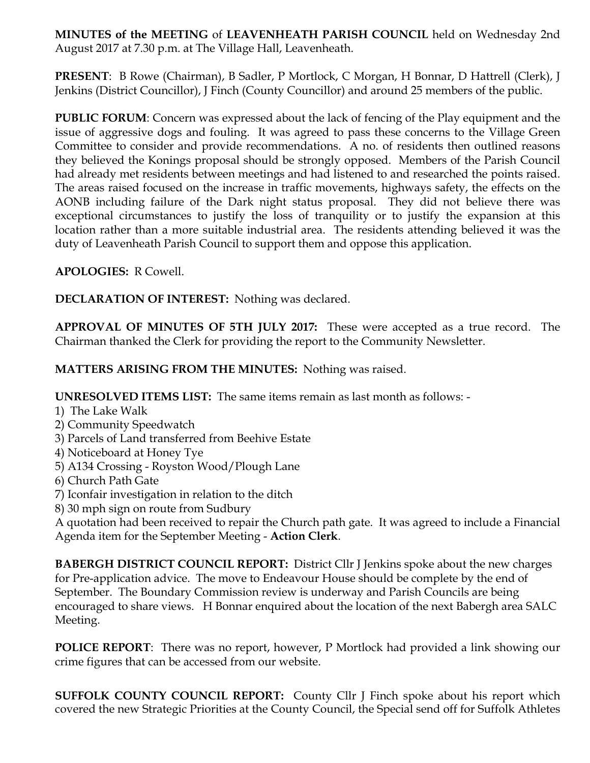**MINUTES of the MEETING** of **LEAVENHEATH PARISH COUNCIL** held on Wednesday 2nd August 2017 at 7.30 p.m. at The Village Hall, Leavenheath.

**PRESENT**: B Rowe (Chairman), B Sadler, P Mortlock, C Morgan, H Bonnar, D Hattrell (Clerk), J Jenkins (District Councillor), J Finch (County Councillor) and around 25 members of the public.

**PUBLIC FORUM**: Concern was expressed about the lack of fencing of the Play equipment and the issue of aggressive dogs and fouling. It was agreed to pass these concerns to the Village Green Committee to consider and provide recommendations. A no. of residents then outlined reasons they believed the Konings proposal should be strongly opposed. Members of the Parish Council had already met residents between meetings and had listened to and researched the points raised. The areas raised focused on the increase in traffic movements, highways safety, the effects on the AONB including failure of the Dark night status proposal. They did not believe there was exceptional circumstances to justify the loss of tranquility or to justify the expansion at this location rather than a more suitable industrial area. The residents attending believed it was the duty of Leavenheath Parish Council to support them and oppose this application.

**APOLOGIES:** R Cowell.

**DECLARATION OF INTEREST:** Nothing was declared.

**APPROVAL OF MINUTES OF 5TH JULY 2017:** These were accepted as a true record. The Chairman thanked the Clerk for providing the report to the Community Newsletter.

**MATTERS ARISING FROM THE MINUTES:** Nothing was raised.

**UNRESOLVED ITEMS LIST:** The same items remain as last month as follows: -

1) The Lake Walk
2) Community Speedwatch
3) Parcels of Land transferred from Beehive Estate
4) Noticeboard at Honey Tye
5) A134 Crossing - Royston Wood/Plough Lane
6) Church Path Gate
7) Iconfair investigation in relation to the ditch
8) 30 mph sign on route from Sudbury

A quotation had been received to repair the Church path gate. It was agreed to include a Financial Agenda item for the September Meeting - **Action Clerk**.

**BABERGH DISTRICT COUNCIL REPORT:** District Cllr J Jenkins spoke about the new charges for Pre-application advice. The move to Endeavour House should be complete by the end of September. The Boundary Commission review is underway and Parish Councils are being encouraged to share views. H Bonnar enquired about the location of the next Babergh area SALC Meeting.

**POLICE REPORT**: There was no report, however, P Mortlock had provided a link showing our crime figures that can be accessed from our website.

**SUFFOLK COUNTY COUNCIL REPORT:** County Cllr J Finch spoke about his report which covered the new Strategic Priorities at the County Council, the Special send off for Suffolk Athletes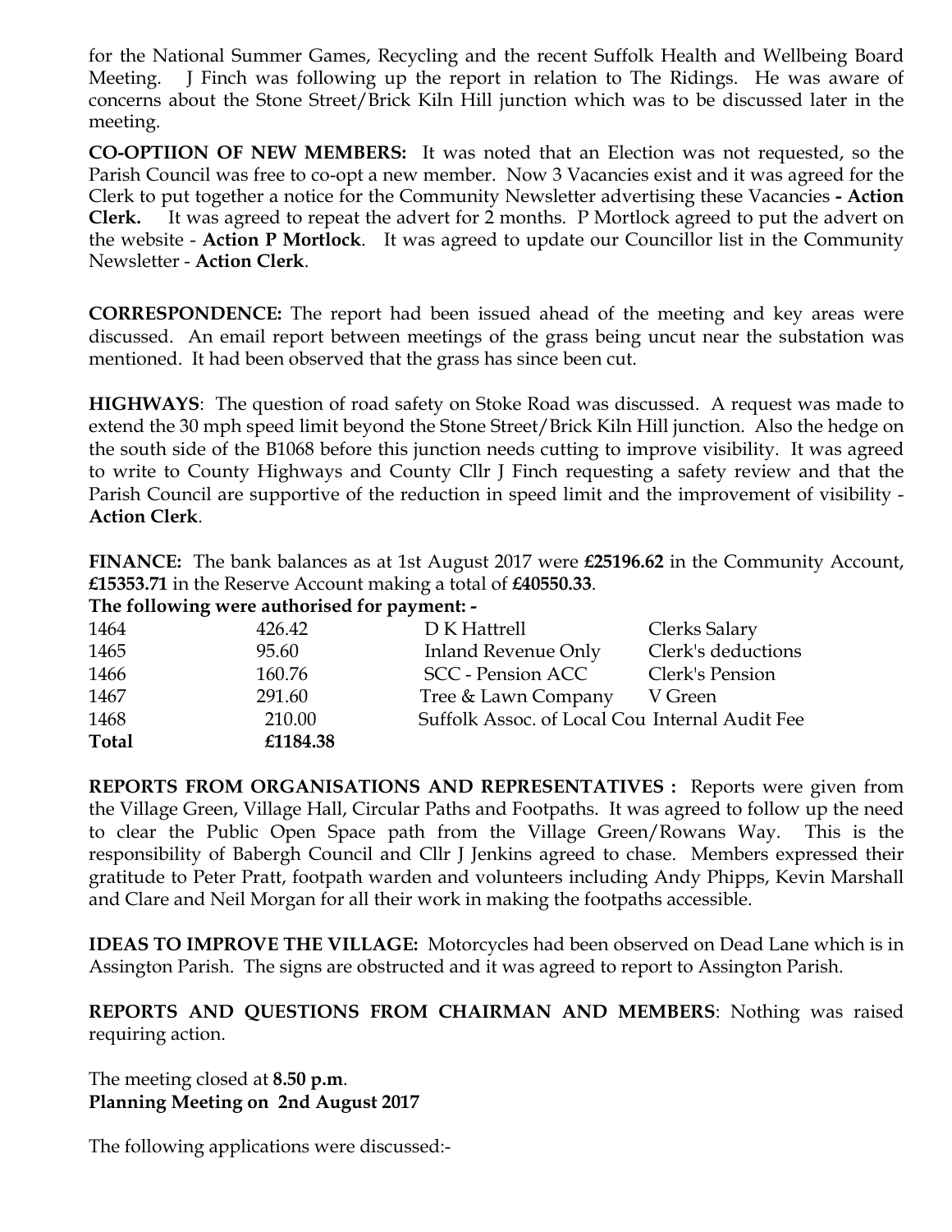for the National Summer Games, Recycling and the recent Suffolk Health and Wellbeing Board Meeting. J Finch was following up the report in relation to The Ridings. He was aware of concerns about the Stone Street/Brick Kiln Hill junction which was to be discussed later in the meeting.

**CO-OPTIION OF NEW MEMBERS:** It was noted that an Election was not requested, so the Parish Council was free to co-opt a new member. Now 3 Vacancies exist and it was agreed for the Clerk to put together a notice for the Community Newsletter advertising these Vacancies **- Action Clerk.** It was agreed to repeat the advert for 2 months. P Mortlock agreed to put the advert on the website - **Action P Mortlock**. It was agreed to update our Councillor list in the Community Newsletter - **Action Clerk**.

**CORRESPONDENCE:** The report had been issued ahead of the meeting and key areas were discussed. An email report between meetings of the grass being uncut near the substation was mentioned. It had been observed that the grass has since been cut.

**HIGHWAYS**: The question of road safety on Stoke Road was discussed. A request was made to extend the 30 mph speed limit beyond the Stone Street/Brick Kiln Hill junction. Also the hedge on the south side of the B1068 before this junction needs cutting to improve visibility. It was agreed to write to County Highways and County Cllr J Finch requesting a safety review and that the Parish Council are supportive of the reduction in speed limit and the improvement of visibility - **Action Clerk**.

**FINANCE:** The bank balances as at 1st August 2017 were **£25196.62** in the Community Account, **£15353.71** in the Reserve Account making a total of **£40550.33**.

**The following were authorised for payment: -**

| | | | |
|---|---|---|---|
| 1464 | 426.42 | D K Hattrell | Clerks Salary |
| 1465 | 95.60 | Inland Revenue Only | Clerk's deductions |
| 1466 | 160.76 | SCC - Pension ACC | Clerk's Pension |
| 1467 | 291.60 | Tree & Lawn Company | V Green |
| 1468 | 210.00 | Suffolk Assoc. of Local Cou | Internal Audit Fee |
| **Total** | **£1184.38** | | |

**REPORTS FROM ORGANISATIONS AND REPRESENTATIVES :** Reports were given from the Village Green, Village Hall, Circular Paths and Footpaths. It was agreed to follow up the need to clear the Public Open Space path from the Village Green/Rowans Way. This is the responsibility of Babergh Council and Cllr J Jenkins agreed to chase. Members expressed their gratitude to Peter Pratt, footpath warden and volunteers including Andy Phipps, Kevin Marshall and Clare and Neil Morgan for all their work in making the footpaths accessible.

**IDEAS TO IMPROVE THE VILLAGE:** Motorcycles had been observed on Dead Lane which is in Assington Parish. The signs are obstructed and it was agreed to report to Assington Parish.

**REPORTS AND QUESTIONS FROM CHAIRMAN AND MEMBERS**: Nothing was raised requiring action.

The meeting closed at **8.50 p.m**.

**Planning Meeting on 2nd August 2017**

The following applications were discussed:-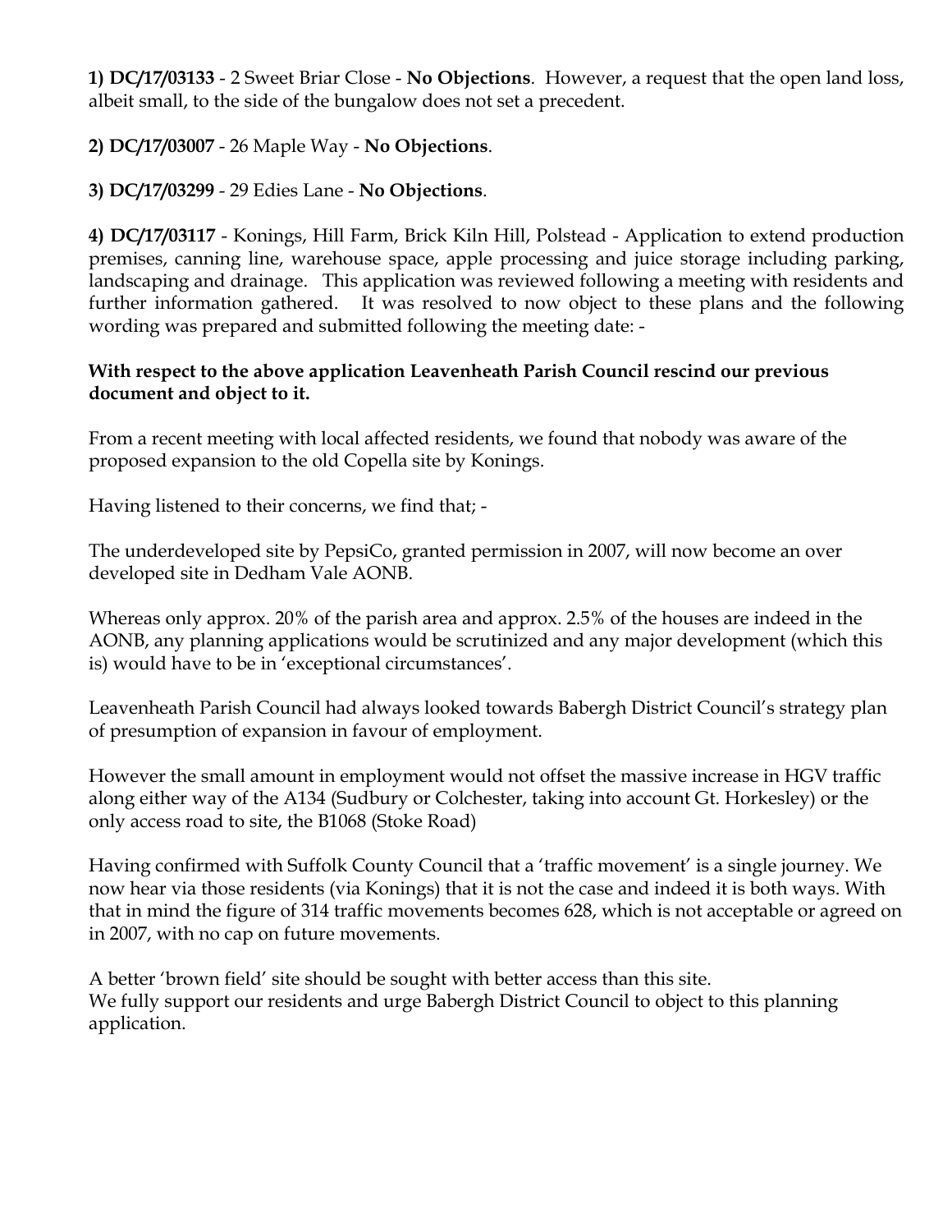**1) DC/17/03133** - 2 Sweet Briar Close - **No Objections**. However, a request that the open land loss, albeit small, to the side of the bungalow does not set a precedent.

**2) DC/17/03007** - 26 Maple Way - **No Objections**.

**3) DC/17/03299** - 29 Edies Lane - **No Objections**.

**4) DC/17/03117** - Konings, Hill Farm, Brick Kiln Hill, Polstead - Application to extend production premises, canning line, warehouse space, apple processing and juice storage including parking, landscaping and drainage. This application was reviewed following a meeting with residents and further information gathered. It was resolved to now object to these plans and the following wording was prepared and submitted following the meeting date: -

**With respect to the above application Leavenheath Parish Council rescind our previous document and object to it.**

From a recent meeting with local affected residents, we found that nobody was aware of the proposed expansion to the old Copella site by Konings.

Having listened to their concerns, we find that; -

The underdeveloped site by PepsiCo, granted permission in 2007, will now become an over developed site in Dedham Vale AONB.

Whereas only approx. 20% of the parish area and approx. 2.5% of the houses are indeed in the AONB, any planning applications would be scrutinized and any major development (which this is) would have to be in 'exceptional circumstances'.

Leavenheath Parish Council had always looked towards Babergh District Council's strategy plan of presumption of expansion in favour of employment.

However the small amount in employment would not offset the massive increase in HGV traffic along either way of the A134 (Sudbury or Colchester, taking into account Gt. Horkesley) or the only access road to site, the B1068 (Stoke Road)

Having confirmed with Suffolk County Council that a 'traffic movement' is a single journey. We now hear via those residents (via Konings) that it is not the case and indeed it is both ways. With that in mind the figure of 314 traffic movements becomes 628, which is not acceptable or agreed on in 2007, with no cap on future movements.

A better 'brown field' site should be sought with better access than this site.
We fully support our residents and urge Babergh District Council to object to this planning application.